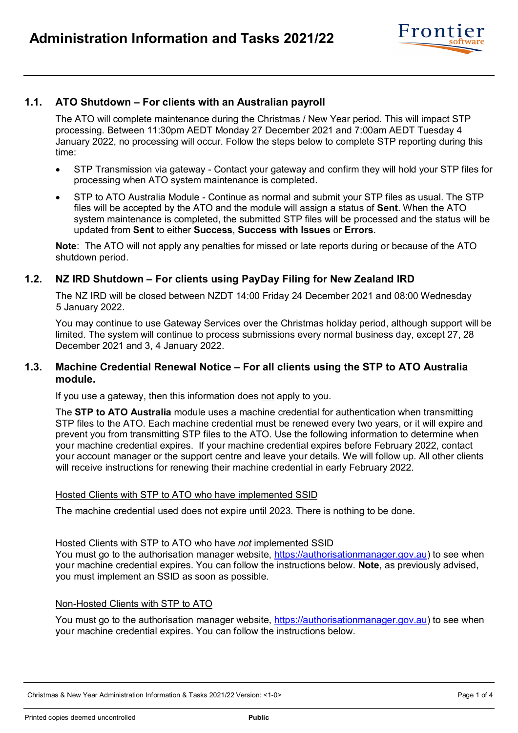# Administration Information and Tasks 2021/22

## 1.1. ATO Shutdown – For clients with an Australian payroll

The ATO will complete maintenance during the Christmas / New Year period. This will impact STP processing. Between 11:30pm AEDT Monday 27 December 2021 and 7:00am AEDT Tuesday 4 January 2022, no processing will occur. Follow the steps below to complete STP reporting during this time:

- STP Transmission via gateway - Contact your gateway and confirm they will hold your STP files for processing when ATO system maintenance is completed.
- STP to ATO Australia Module - Continue as normal and submit your STP files as usual. The STP files will be accepted by the ATO and the module will assign a status of **Sent**. When the ATO system maintenance is completed, the submitted STP files will be processed and the status will be updated from **Sent** to either **Success**, **Success with Issues** or **Errors**.

**Note**: The ATO will not apply any penalties for missed or late reports during or because of the ATO shutdown period.

## 1.2. NZ IRD Shutdown – For clients using PayDay Filing for New Zealand IRD

The NZ IRD will be closed between NZDT 14:00 Friday 24 December 2021 and 08:00 Wednesday 5 January 2022.

You may continue to use Gateway Services over the Christmas holiday period, although support will be limited. The system will continue to process submissions every normal business day, except 27, 28 December 2021 and 3, 4 January 2022.

## 1.3. Machine Credential Renewal Notice – For all clients using the STP to ATO Australia module.

If you use a gateway, then this information does not apply to you.

The **STP to ATO Australia** module uses a machine credential for authentication when transmitting STP files to the ATO. Each machine credential must be renewed every two years, or it will expire and prevent you from transmitting STP files to the ATO. Use the following information to determine when your machine credential expires. If your machine credential expires before February 2022, contact your account manager or the support centre and leave your details. We will follow up. All other clients will receive instructions for renewing their machine credential in early February 2022.

Hosted Clients with STP to ATO who have implemented SSID

The machine credential used does not expire until 2023. There is nothing to be done.

Hosted Clients with STP to ATO who have *not* implemented SSID

You must go to the authorisation manager website, https://authorisationmanager.gov.au) to see when your machine credential expires. You can follow the instructions below. **Note**, as previously advised, you must implement an SSID as soon as possible.

Non-Hosted Clients with STP to ATO

You must go to the authorisation manager website, https://authorisationmanager.gov.au) to see when your machine credential expires. You can follow the instructions below.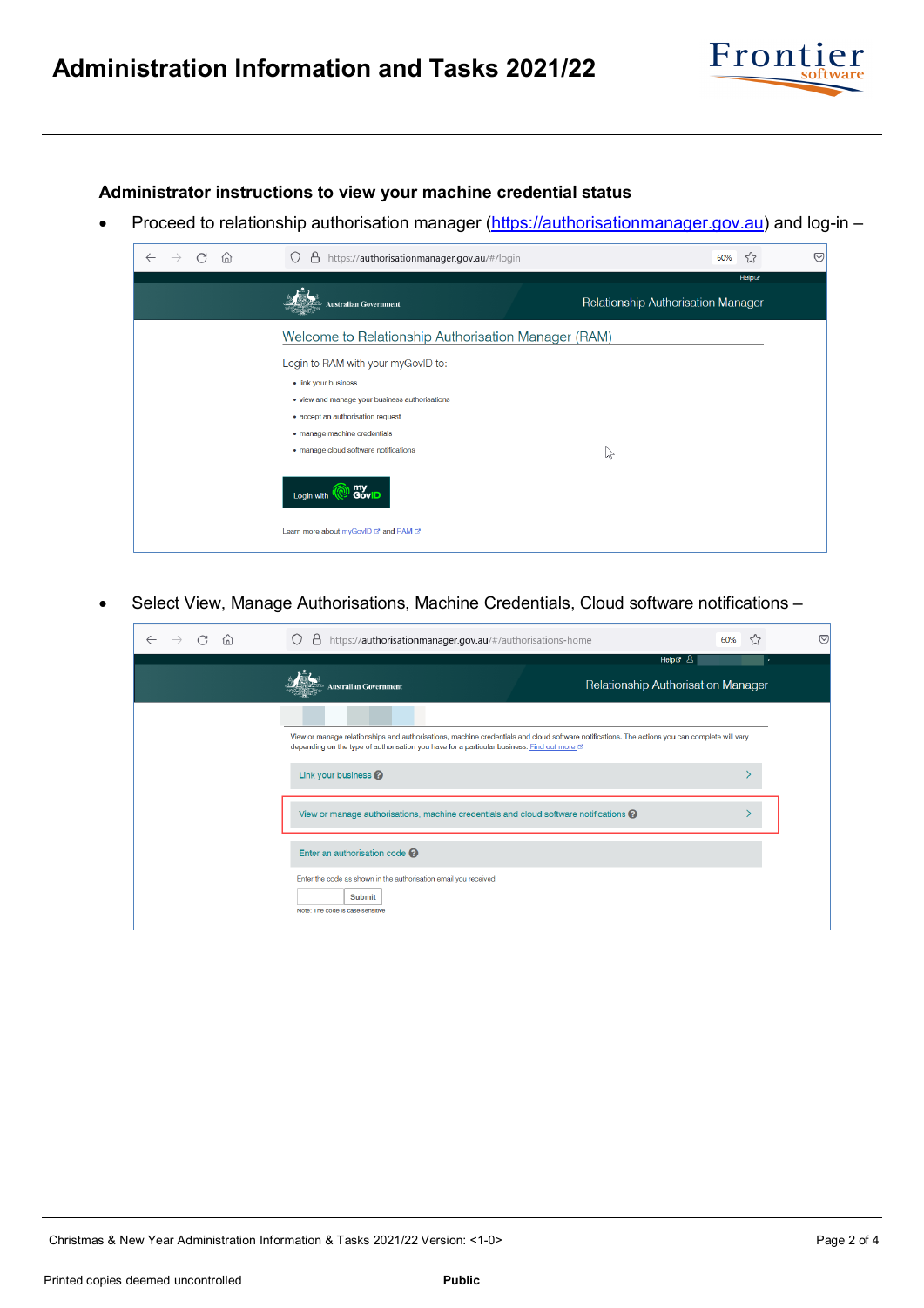### Administrator instructions to view your machine credential status

- Proceed to relationship authorisation manager ([https://authorisationmanager.gov.au](https://authorisationmanager.gov.au)) and log-in –

- Select View, Manage Authorisations, Machine Credentials, Cloud software notifications –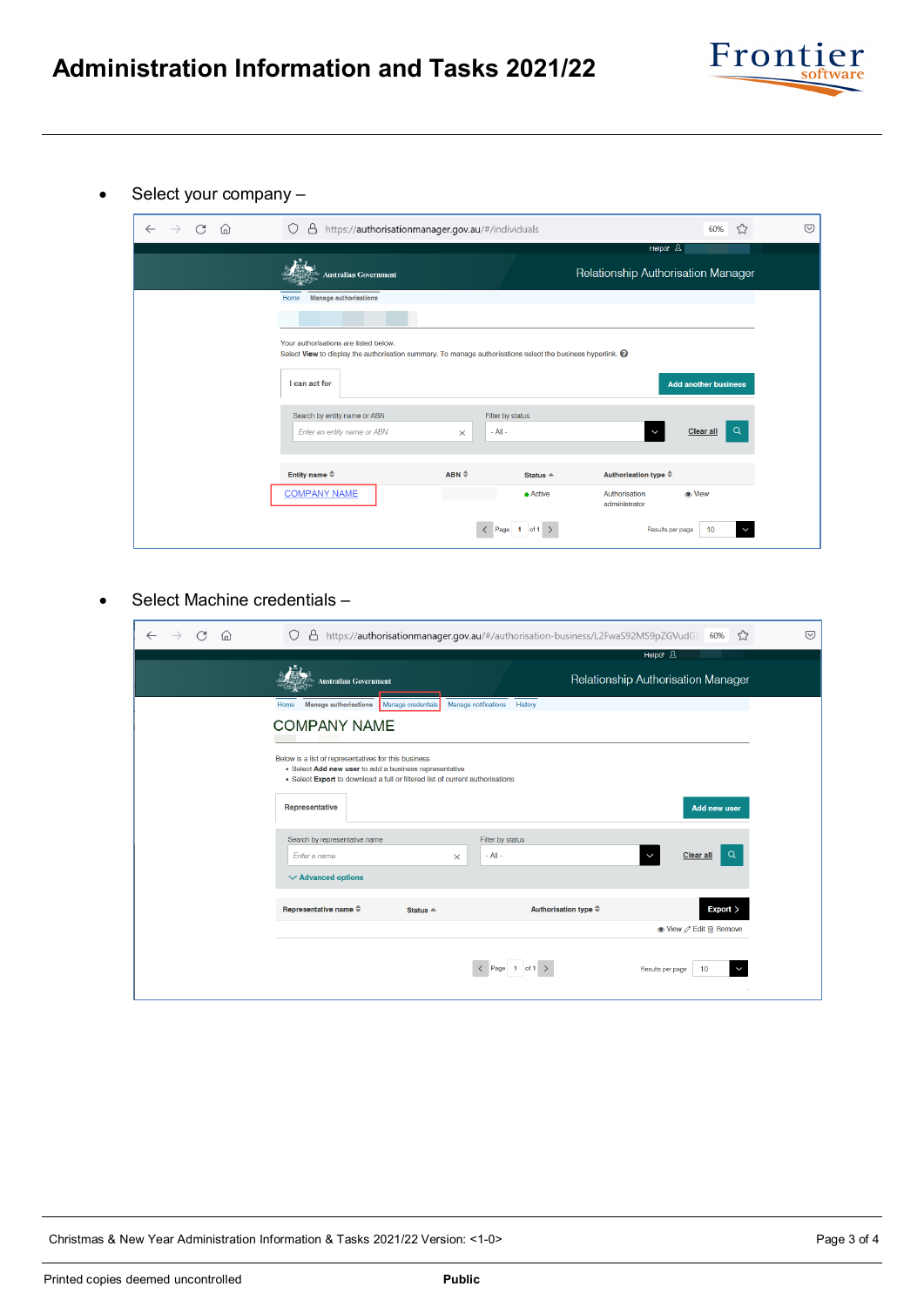- Select your company –

- Select Machine credentials –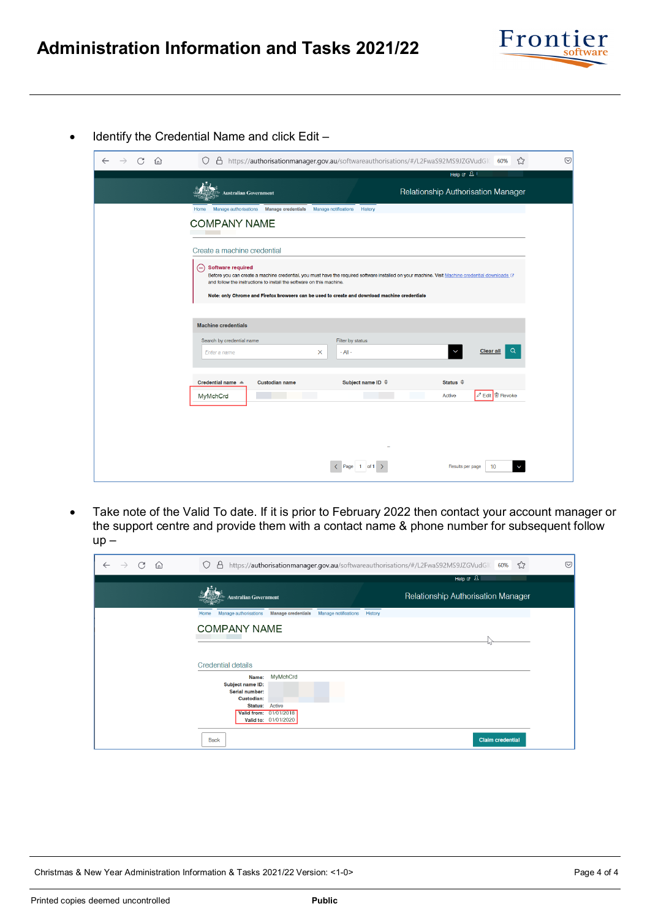- Identify the Credential Name and click Edit –

- Take note of the Valid To date. If it is prior to February 2022 then contact your account manager or the support centre and provide them with a contact name & phone number for subsequent follow up –